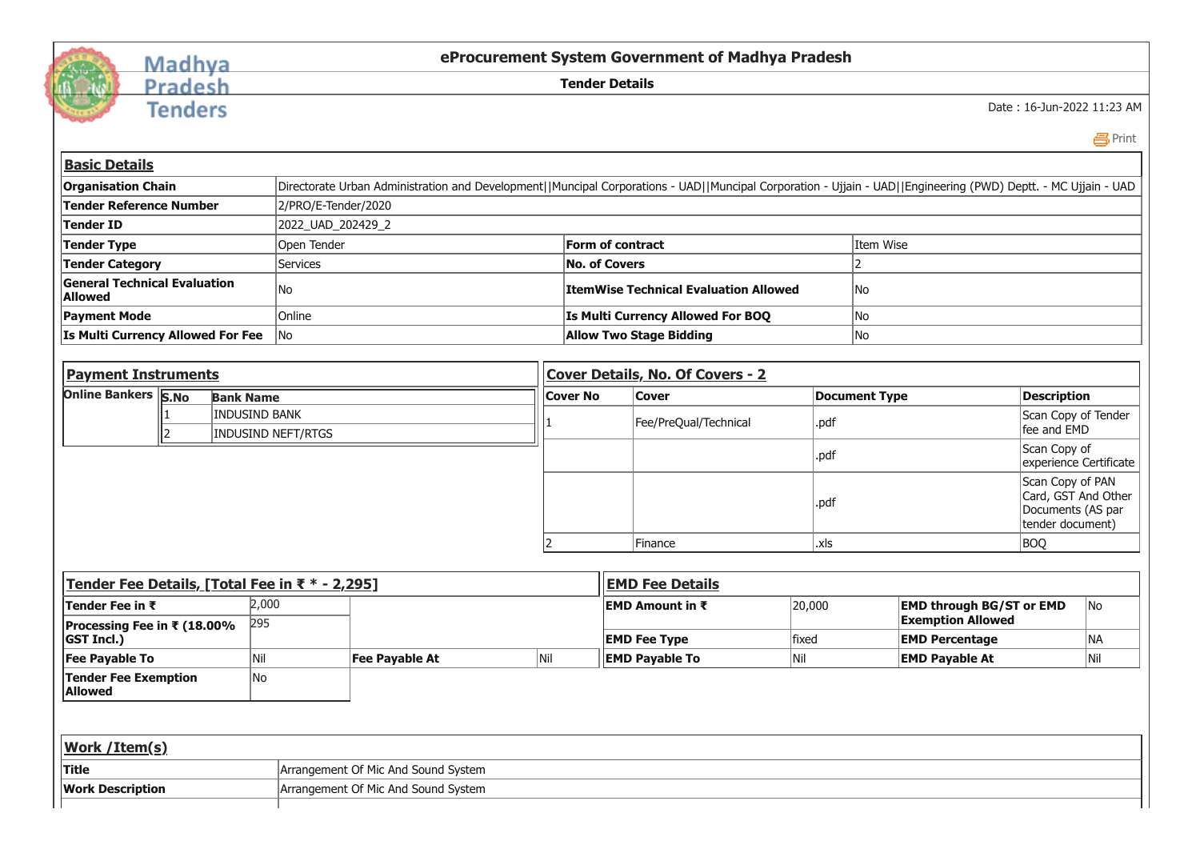# eProcurement System Government of Madhya Pradesh

## Tender Details

Date : 16-Jun-2022 11:23 AM

### Basic Details

| | | | |
|---|---|---|---|
| **Organisation Chain** | Directorate Urban Administration and Development\|\|Muncipal Corporations - UAD\|\|Muncipal Corporation - Ujjain - UAD\|\|Engineering (PWD) Deptt. - MC Ujjain - UAD | | |
| **Tender Reference Number** | 2/PRO/E-Tender/2020 | | |
| **Tender ID** | 2022_UAD_202429_2 | | |
| **Tender Type** | Open Tender | **Form of contract** | Item Wise |
| **Tender Category** | Services | **No. of Covers** | 2 |
| **General Technical Evaluation Allowed** | No | **ItemWise Technical Evaluation Allowed** | No |
| **Payment Mode** | Online | **Is Multi Currency Allowed For BOQ** | No |
| **Is Multi Currency Allowed For Fee** | No | **Allow Two Stage Bidding** | No |

### Payment Instruments

**Online Bankers**

| S.No | Bank Name |
|---|---|
| 1 | INDUSIND BANK |
| 2 | INDUSIND NEFT/RTGS |

### Cover Details, No. Of Covers - 2

| Cover No | Cover | Document Type | Description |
|---|---|---|---|
| 1 | Fee/PreQual/Technical | .pdf | Scan Copy of Tender fee and EMD |
| | | .pdf | Scan Copy of experience Certificate |
| | | .pdf | Scan Copy of PAN Card, GST And Other Documents (AS par tender document) |
| 2 | Finance | .xls | BOQ |

### Tender Fee Details, [Total Fee in ₹ * - 2,295]

| | | | |
|---|---|---|---|
| **Tender Fee in ₹** | 2,000 | | |
| **Processing Fee in ₹ (18.00% GST Incl.)** | 295 | | |
| **Fee Payable To** | Nil | **Fee Payable At** | Nil |
| **Tender Fee Exemption Allowed** | No | | |

### EMD Fee Details

| | | | |
|---|---|---|---|
| **EMD Amount in ₹** | 20,000 | **EMD through BG/ST or EMD Exemption Allowed** | No |
| **EMD Fee Type** | fixed | **EMD Percentage** | NA |
| **EMD Payable To** | Nil | **EMD Payable At** | Nil |

### Work /Item(s)

| | |
|---|---|
| **Title** | Arrangement Of Mic And Sound System |
| **Work Description** | Arrangement Of Mic And Sound System |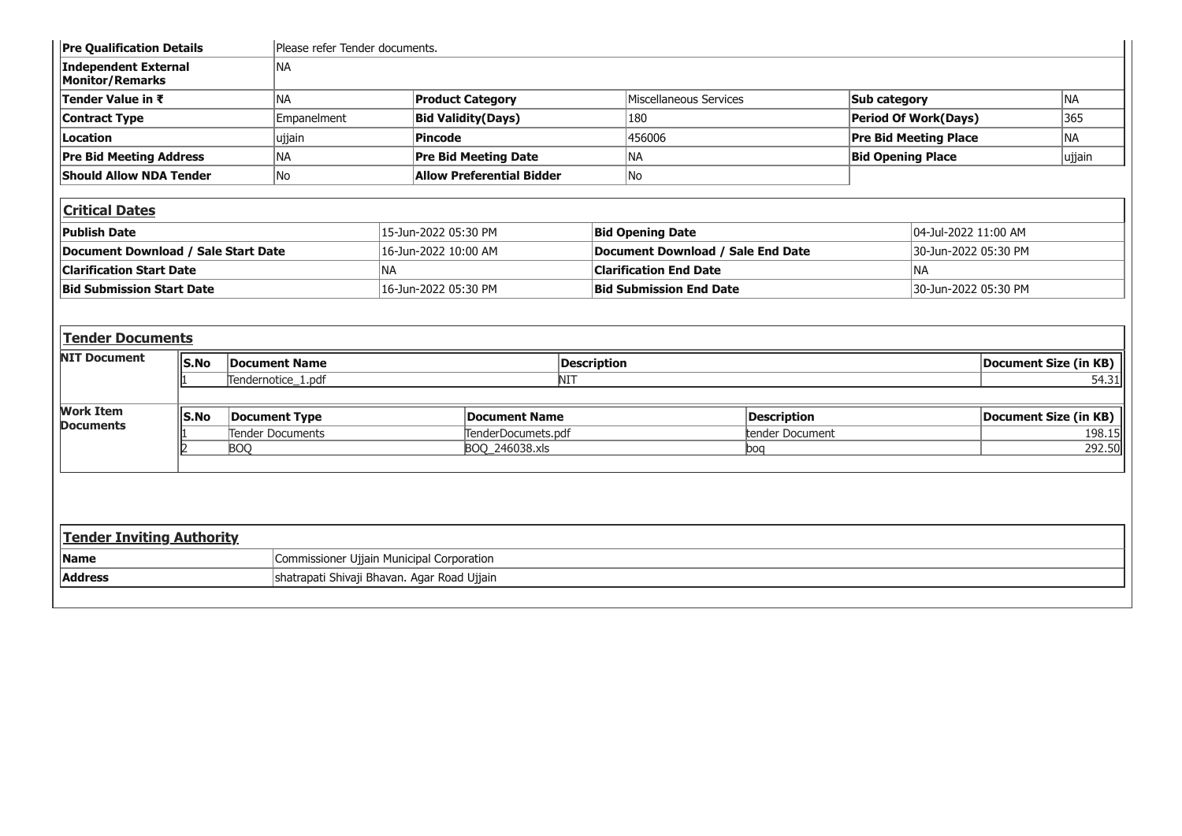| | | | | | | | |
|---|---|---|---|---|---|---|---|
| **Pre Qualification Details** | Please refer Tender documents. | | | | | | |
| **Independent External Monitor/Remarks** | NA | | | | | | |
| **Tender Value in ₹** | NA | **Product Category** | Miscellaneous Services | **Sub category** | NA | | |
| **Contract Type** | Empanelment | **Bid Validity(Days)** | 180 | **Period Of Work(Days)** | 365 | | |
| **Location** | ujjain | **Pincode** | 456006 | **Pre Bid Meeting Place** | NA | | |
| **Pre Bid Meeting Address** | NA | **Pre Bid Meeting Date** | NA | **Bid Opening Place** | ujjain | | |
| **Should Allow NDA Tender** | No | **Allow Preferential Bidder** | No | | | | |

## Critical Dates

| | | | |
|---|---|---|---|
| **Publish Date** | 15-Jun-2022 05:30 PM | **Bid Opening Date** | 04-Jul-2022 11:00 AM |
| **Document Download / Sale Start Date** | 16-Jun-2022 10:00 AM | **Document Download / Sale End Date** | 30-Jun-2022 05:30 PM |
| **Clarification Start Date** | NA | **Clarification End Date** | NA |
| **Bid Submission Start Date** | 16-Jun-2022 05:30 PM | **Bid Submission End Date** | 30-Jun-2022 05:30 PM |

## Tender Documents

**NIT Document**

| S.No | Document Name | Description | Document Size (in KB) |
|---|---|---|---|
| 1 | Tendernotice_1.pdf | NIT | 54.31 |

**Work Item Documents**

| S.No | Document Type | Document Name | Description | Document Size (in KB) |
|---|---|---|---|---|
| 1 | Tender Documents | TenderDocumets.pdf | tender Document | 198.15 |
| 2 | BOQ | BOQ_246038.xls | boq | 292.50 |

## Tender Inviting Authority

| | |
|---|---|
| **Name** | Commissioner Ujjain Municipal Corporation |
| **Address** | shatrapati Shivaji Bhavan. Agar Road Ujjain |